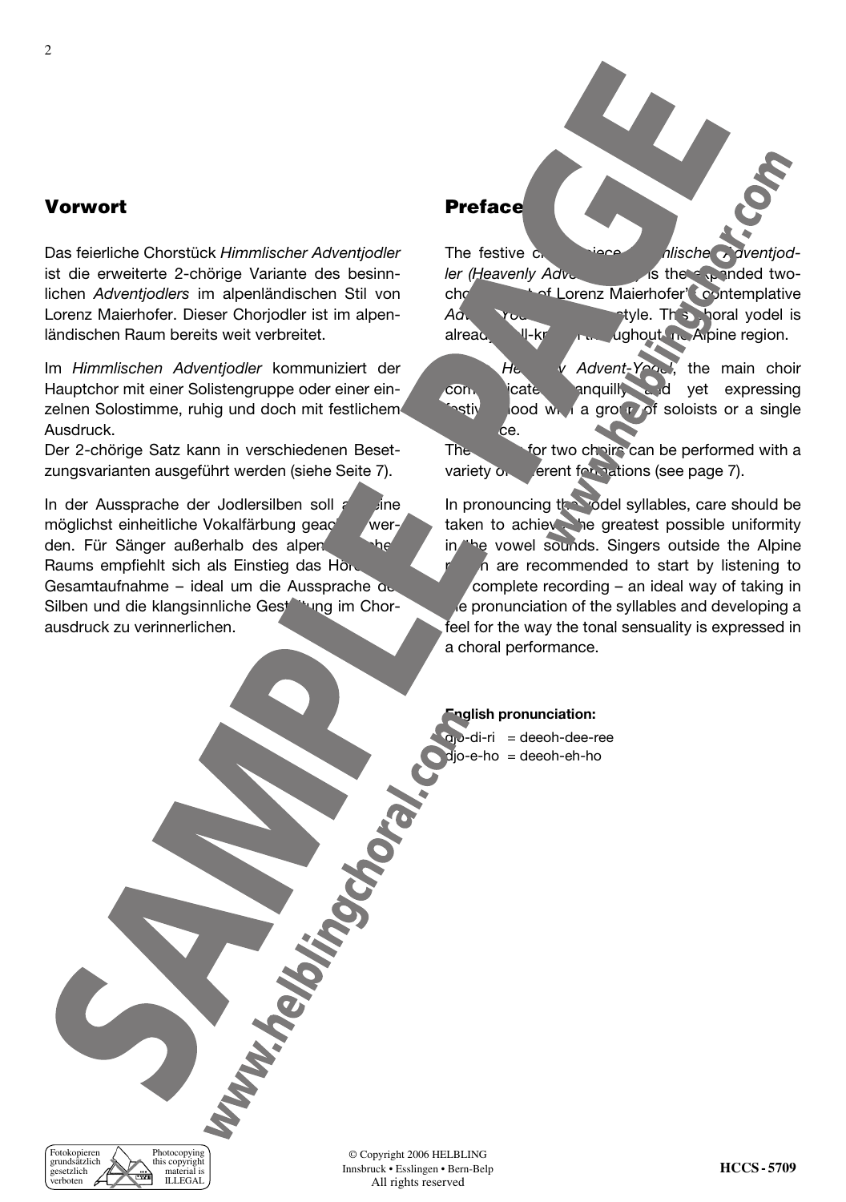## Vorwort

Das feierliche Chorstück *Himmlischer Adventjodler* ist die erweiterte 2-chörige Variante des besinnlichen *Adventjodlers* im alpenländischen Stil von Lorenz Maierhofer. Dieser Chorjodler ist im alpenländischen Raum bereits weit verbreitet.

Im *Himmlischen Adventjodler* kommuniziert der Hauptchor mit einer Solistengruppe oder einer einzelnen Solostimme, ruhig und doch mit festlichem Ausdruck.
Der 2-chörige Satz kann in verschiedenen Besetzungsvarianten ausgeführt werden (siehe Seite 7).

In der Aussprache der Jodlersilben soll auf eine möglichst einheitliche Vokalfärbung geachtet werden. Für Sänger außerhalb des alpenländischen Raums empfiehlt sich als Einstieg das Hören der Gesamtaufnahme – ideal um die Aussprache der Silben und die klangsinnliche Gestaltung im Chorausdruck zu verinnerlichen.

## Preface

The festive choral piece *Himmlischer Adventjodler (Heavenly Advent-Yodel)* is the expanded two-choir version of Lorenz Maierhofer's contemplative *Advent-Yodel* in Alpine style. This choral yodel is already well-known throughout the Alpine region.

In the *Heavenly Advent-Yodel*, the main choir communicates tranquilly and yet expressing a festive mood with a group of soloists or a single voice.
The setting for two choirs can be performed with a variety of different formations (see page 7).

In pronouncing the yodel syllables, care should be taken to achieve the greatest possible uniformity in the vowel sounds. Singers outside the Alpine region are recommended to start by listening to the complete recording – an ideal way of taking in the pronunciation of the syllables and developing a feel for the way the tonal sensuality is expressed in a choral performance.

**English pronunciation:**

djo-di-ri = deeoh-dee-ree
djo-e-ho = deeoh-eh-ho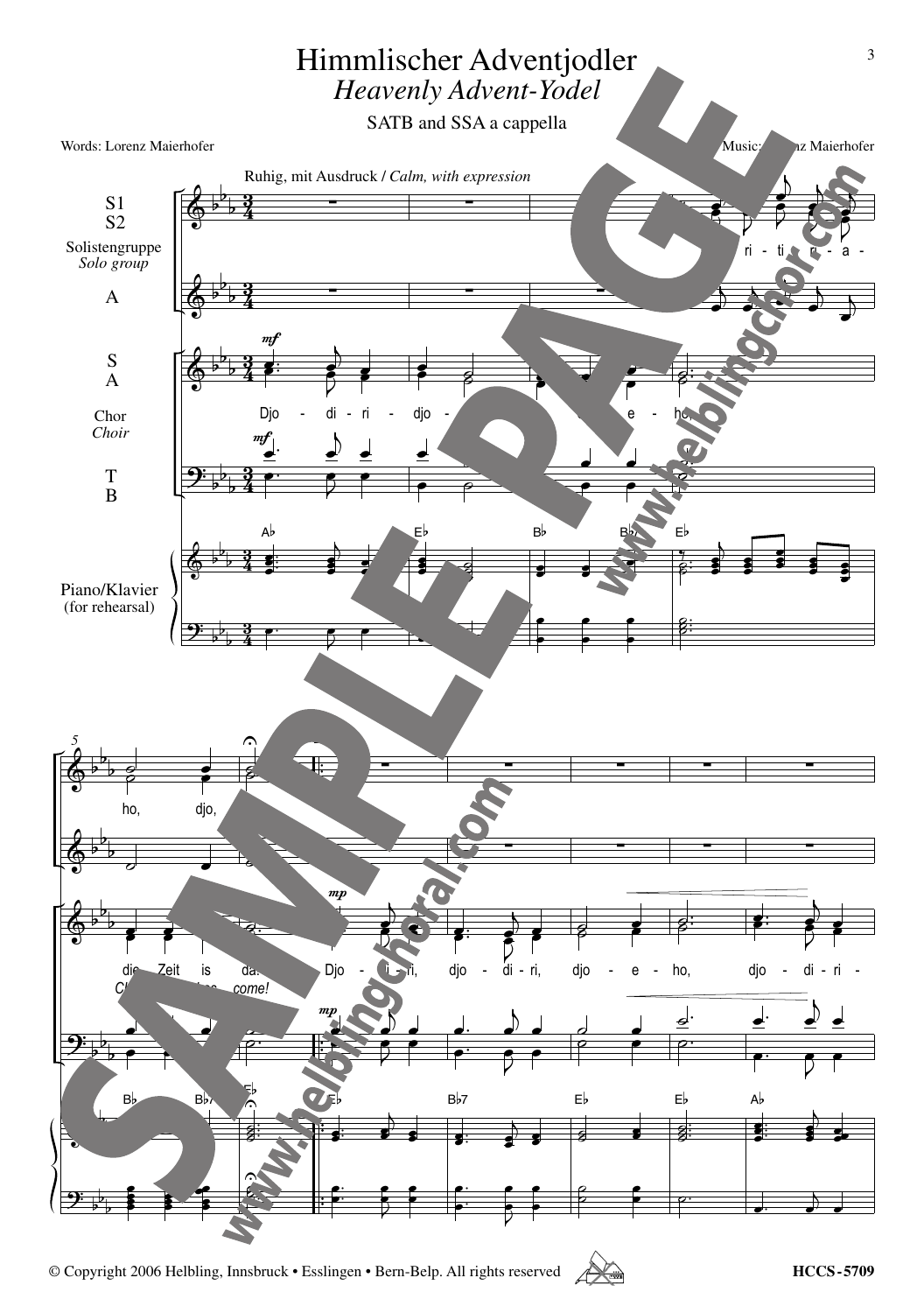# Himmlischer Adventjodler

## *Heavenly Advent-Yodel*

SATB and SSA a cappella

Words: Lorenz Maierhofer

Music: Lorenz Maierhofer

Ruhig, mit Ausdruck / *Calm, with expression*

© Copyright 2006 Helbling, Innsbruck • Esslingen • Bern-Belp. All rights reserved

HCCS-5709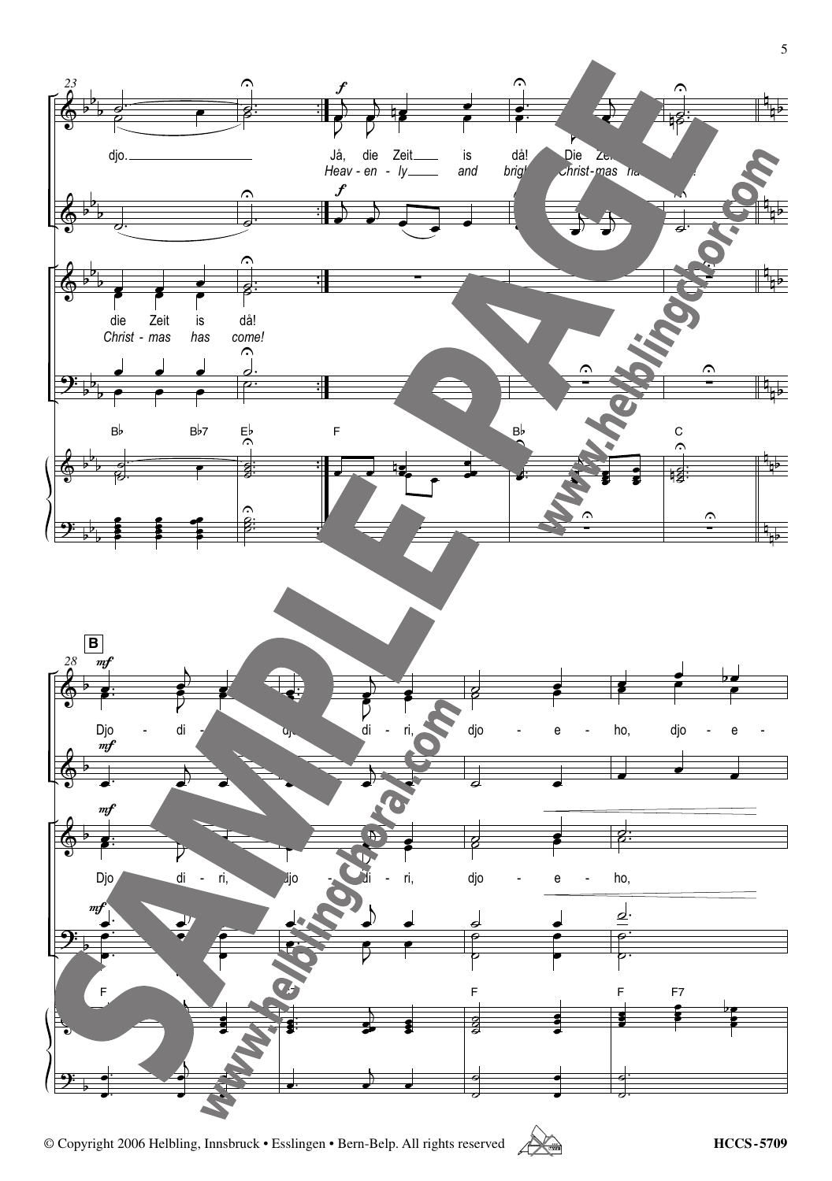23

djo.

Jå, die Zeit is då! Die Zeit...

*Heav - en - ly and bright Christ-mas has come!*

die Zeit is då!

*Christ - mas has come!*

B♭ B♭7 E♭ F B♭ C

**B**

28

Djo - di - ri, djo - di - ri, djo - e - ho, djo - e -

Djo - di - ri, djo - di - ri, djo - e - ho,

F F F F7

© Copyright 2006 Helbling, Innsbruck • Esslingen • Bern-Belp. All rights reserved

HCCS-5709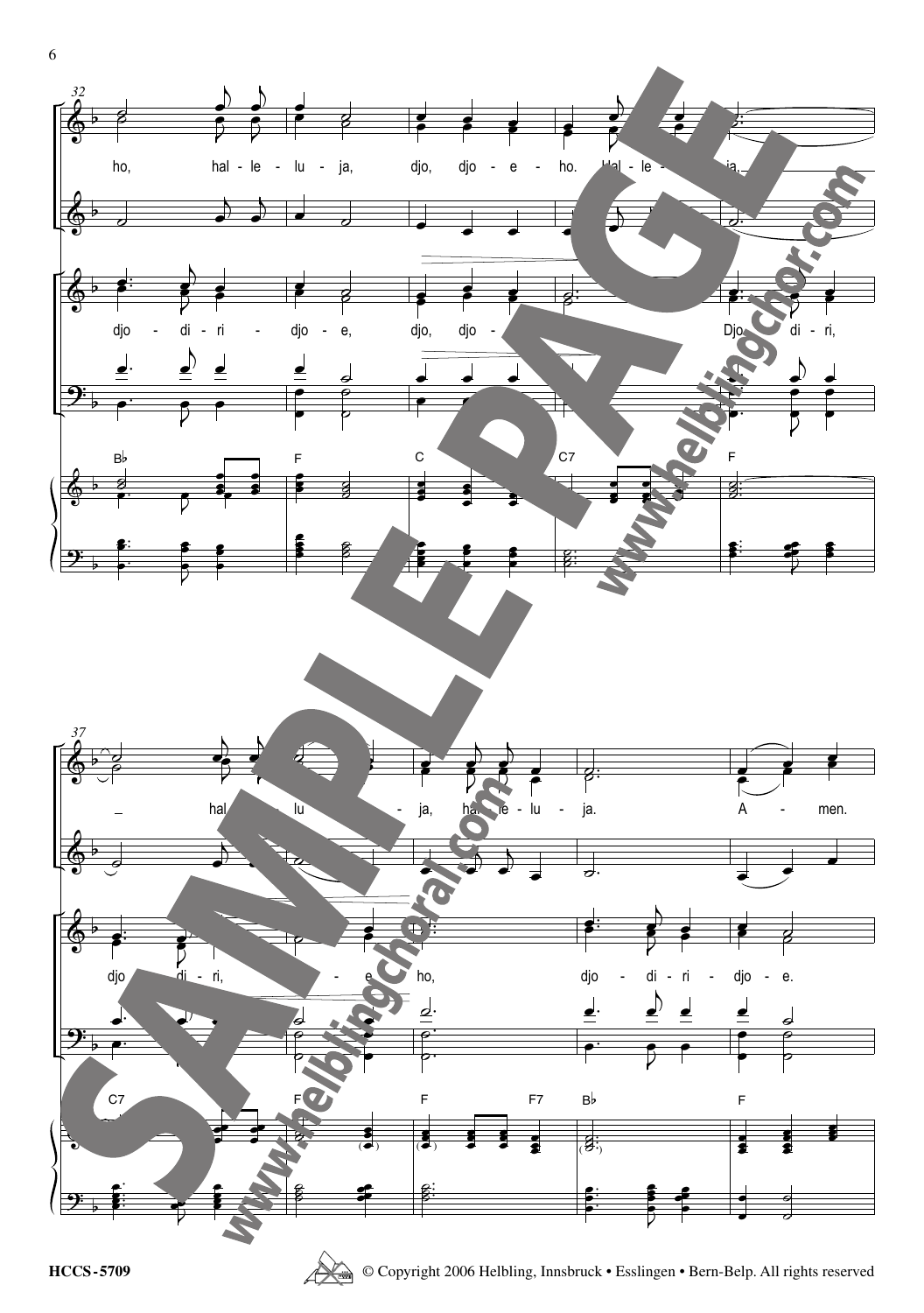32

ho, hal - le - lu - ja, djo, djo - e - ho. Hal - le - lu - ja,

djo - di - ri - djo - e, djo, djo - e - ho. Djo - di - ri,

B♭ F C C7 F

37

hal - le - lu - ja, hal - le - lu - ja. A - men.

djo - di - ri, djo - e ho, djo - di - ri - djo - e.

C7 F F F7 B♭ F

© Copyright 2006 Helbling, Innsbruck • Esslingen • Bern-Belp. All rights reserved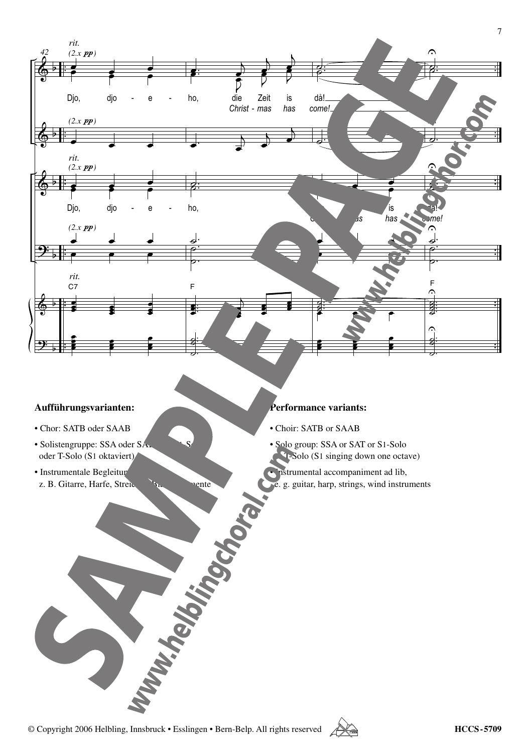Djo, djo - e - ho, die Zeit is då!
*Christ - mas has come!*

Djo, djo - e - ho, ... is då!
*... has come!*

### Aufführungsvarianten:

- Chor: SATB oder SAAB
- Solistengruppe: SSA oder SA... S... oder T-Solo (S1 oktaviert)
- Instrumentale Begleitun... z. B. Gitarre, Harfe, Streic... Bl...mente

### Performance variants:

- Choir: SATB or SAAB
- Solo group: SSA or SAT or S1-Solo ... T-Solo (S1 singing down one octave)
- ...nstrumental accompaniment ad lib, ...e. g. guitar, harp, strings, wind instruments

© Copyright 2006 Helbling, Innsbruck • Esslingen • Bern-Belp. All rights reserved

HCCS-5709